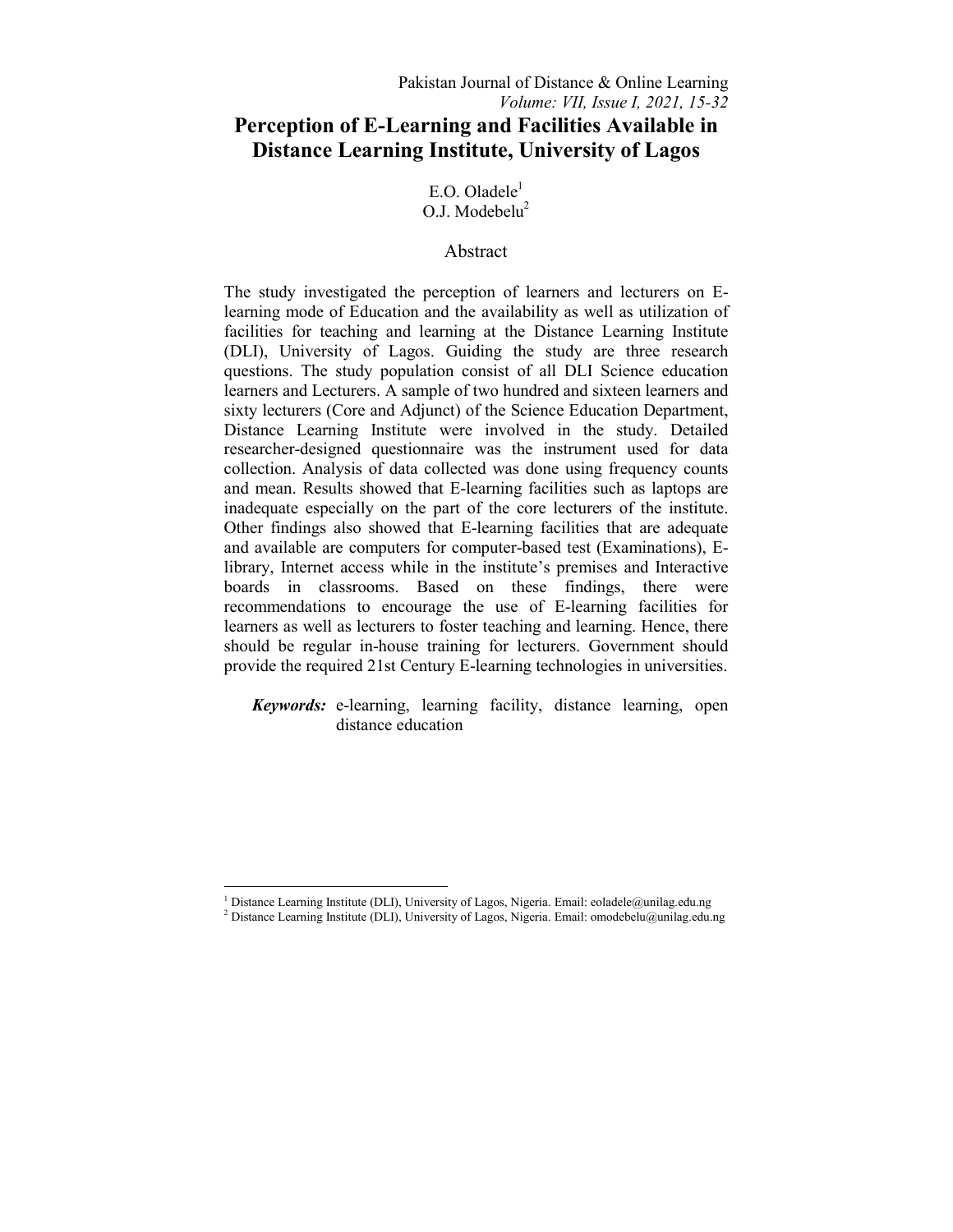# Perception of E-Learning and Facilities Available in Distance Learning Institute, University of Lagos

E.O. Oladele[1]
O.J. Modebelu[2]

## Abstract

The study investigated the perception of learners and lecturers on E-learning mode of Education and the availability as well as utilization of facilities for teaching and learning at the Distance Learning Institute (DLI), University of Lagos. Guiding the study are three research questions. The study population consist of all DLI Science education learners and Lecturers. A sample of two hundred and sixteen learners and sixty lecturers (Core and Adjunct) of the Science Education Department, Distance Learning Institute were involved in the study. Detailed researcher-designed questionnaire was the instrument used for data collection. Analysis of data collected was done using frequency counts and mean. Results showed that E-learning facilities such as laptops are inadequate especially on the part of the core lecturers of the institute. Other findings also showed that E-learning facilities that are adequate and available are computers for computer-based test (Examinations), E-library, Internet access while in the institute's premises and Interactive boards in classrooms. Based on these findings, there were recommendations to encourage the use of E-learning facilities for learners as well as lecturers to foster teaching and learning. Hence, there should be regular in-house training for lecturers. Government should provide the required 21st Century E-learning technologies in universities.

***Keywords:*** e-learning, learning facility, distance learning, open distance education

---

[1] Distance Learning Institute (DLI), University of Lagos, Nigeria. Email: eoladele@unilag.edu.ng

[2] Distance Learning Institute (DLI), University of Lagos, Nigeria. Email: omodebelu@unilag.edu.ng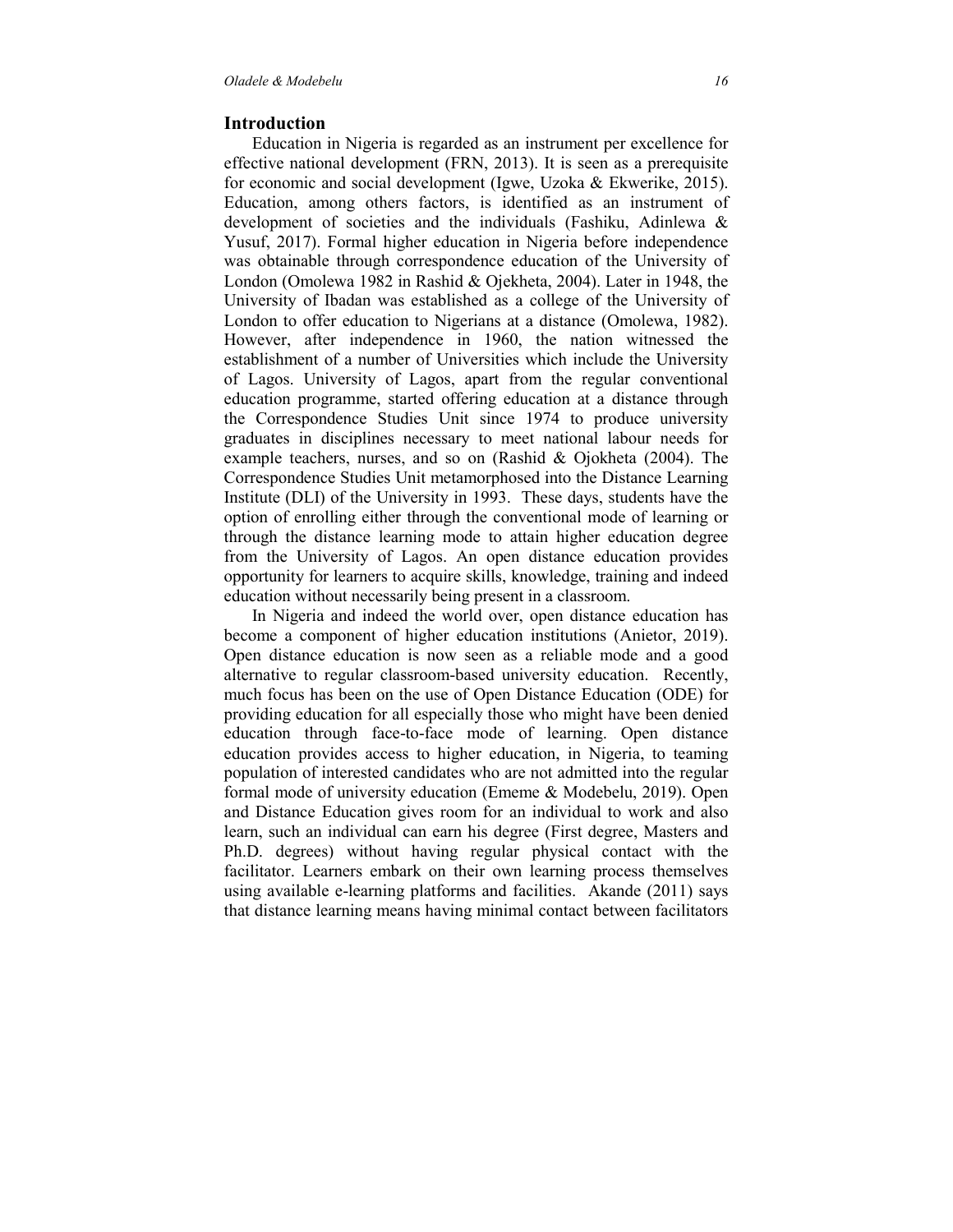## Introduction

Education in Nigeria is regarded as an instrument per excellence for effective national development (FRN, 2013). It is seen as a prerequisite for economic and social development (Igwe, Uzoka & Ekwerike, 2015). Education, among others factors, is identified as an instrument of development of societies and the individuals (Fashiku, Adinlewa & Yusuf, 2017). Formal higher education in Nigeria before independence was obtainable through correspondence education of the University of London (Omolewa 1982 in Rashid & Ojekheta, 2004). Later in 1948, the University of Ibadan was established as a college of the University of London to offer education to Nigerians at a distance (Omolewa, 1982). However, after independence in 1960, the nation witnessed the establishment of a number of Universities which include the University of Lagos. University of Lagos, apart from the regular conventional education programme, started offering education at a distance through the Correspondence Studies Unit since 1974 to produce university graduates in disciplines necessary to meet national labour needs for example teachers, nurses, and so on (Rashid & Ojokheta (2004). The Correspondence Studies Unit metamorphosed into the Distance Learning Institute (DLI) of the University in 1993. These days, students have the option of enrolling either through the conventional mode of learning or through the distance learning mode to attain higher education degree from the University of Lagos. An open distance education provides opportunity for learners to acquire skills, knowledge, training and indeed education without necessarily being present in a classroom.

In Nigeria and indeed the world over, open distance education has become a component of higher education institutions (Anietor, 2019). Open distance education is now seen as a reliable mode and a good alternative to regular classroom-based university education. Recently, much focus has been on the use of Open Distance Education (ODE) for providing education for all especially those who might have been denied education through face-to-face mode of learning. Open distance education provides access to higher education, in Nigeria, to teaming population of interested candidates who are not admitted into the regular formal mode of university education (Ememe & Modebelu, 2019). Open and Distance Education gives room for an individual to work and also learn, such an individual can earn his degree (First degree, Masters and Ph.D. degrees) without having regular physical contact with the facilitator. Learners embark on their own learning process themselves using available e-learning platforms and facilities. Akande (2011) says that distance learning means having minimal contact between facilitators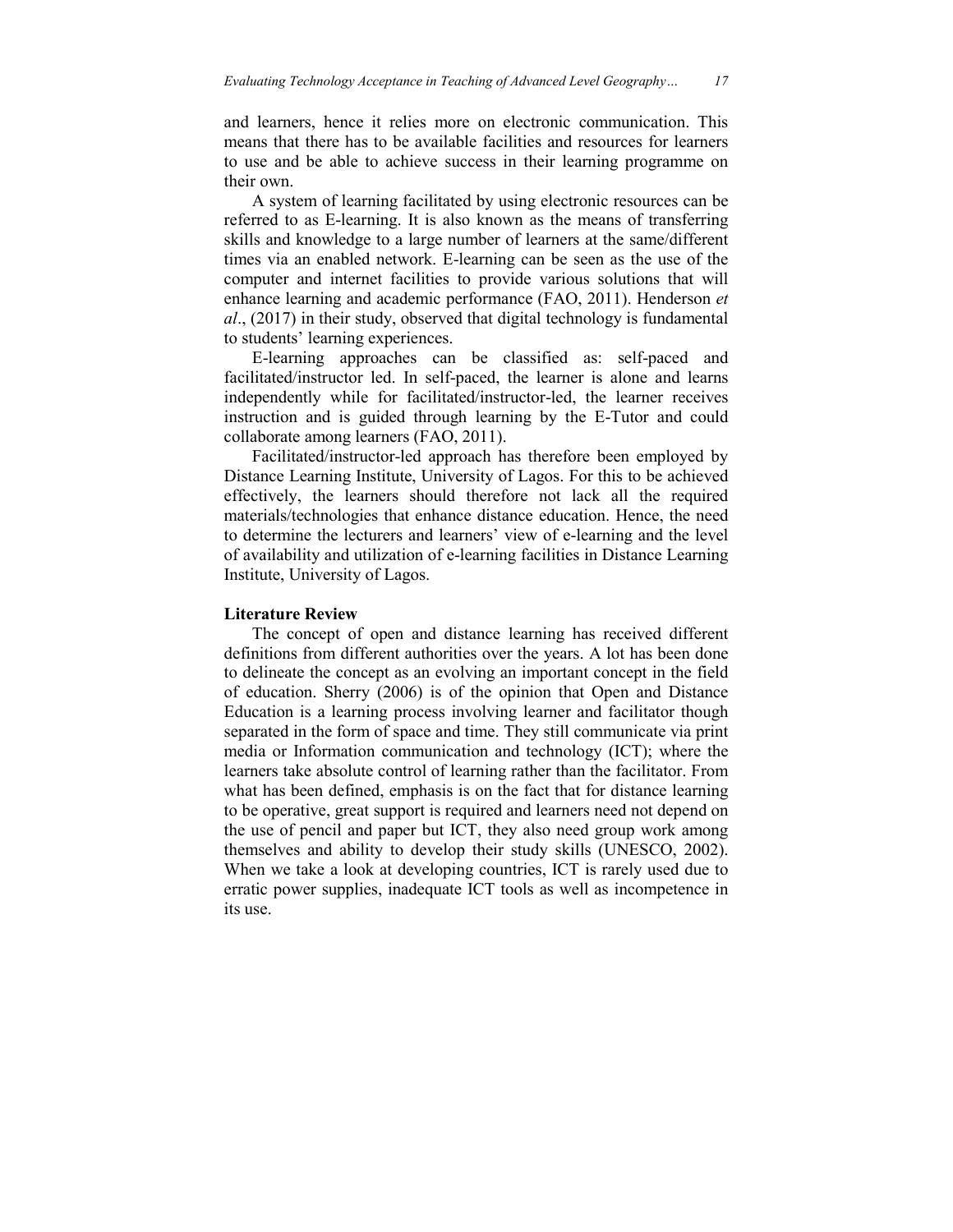and learners, hence it relies more on electronic communication. This means that there has to be available facilities and resources for learners to use and be able to achieve success in their learning programme on their own.

A system of learning facilitated by using electronic resources can be referred to as E-learning. It is also known as the means of transferring skills and knowledge to a large number of learners at the same/different times via an enabled network. E-learning can be seen as the use of the computer and internet facilities to provide various solutions that will enhance learning and academic performance (FAO, 2011). Henderson *et al*., (2017) in their study, observed that digital technology is fundamental to students' learning experiences.

E-learning approaches can be classified as: self-paced and facilitated/instructor led. In self-paced, the learner is alone and learns independently while for facilitated/instructor-led, the learner receives instruction and is guided through learning by the E-Tutor and could collaborate among learners (FAO, 2011).

Facilitated/instructor-led approach has therefore been employed by Distance Learning Institute, University of Lagos. For this to be achieved effectively, the learners should therefore not lack all the required materials/technologies that enhance distance education. Hence, the need to determine the lecturers and learners' view of e-learning and the level of availability and utilization of e-learning facilities in Distance Learning Institute, University of Lagos.

## Literature Review

The concept of open and distance learning has received different definitions from different authorities over the years. A lot has been done to delineate the concept as an evolving an important concept in the field of education. Sherry (2006) is of the opinion that Open and Distance Education is a learning process involving learner and facilitator though separated in the form of space and time. They still communicate via print media or Information communication and technology (ICT); where the learners take absolute control of learning rather than the facilitator. From what has been defined, emphasis is on the fact that for distance learning to be operative, great support is required and learners need not depend on the use of pencil and paper but ICT, they also need group work among themselves and ability to develop their study skills (UNESCO, 2002). When we take a look at developing countries, ICT is rarely used due to erratic power supplies, inadequate ICT tools as well as incompetence in its use.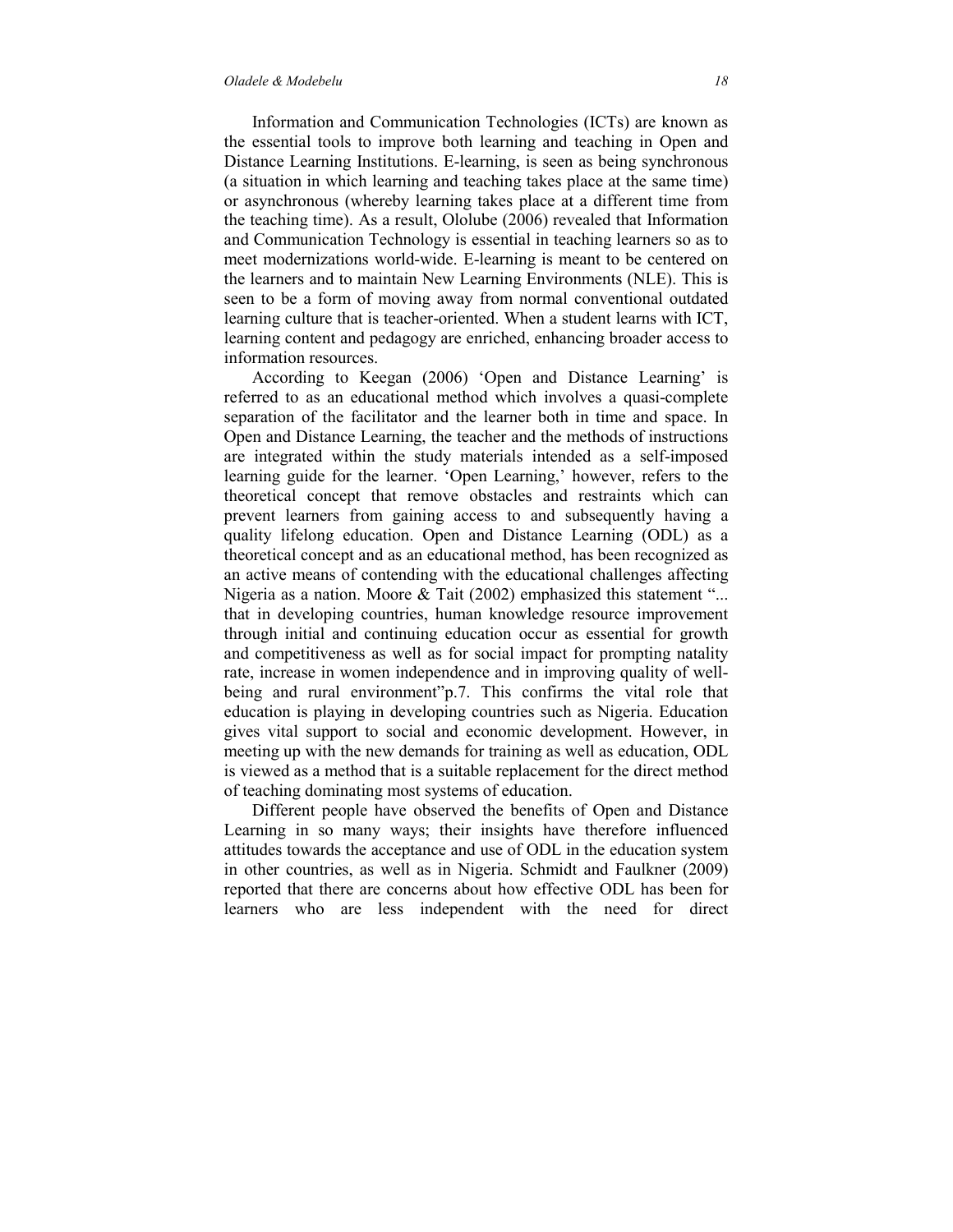Information and Communication Technologies (ICTs) are known as the essential tools to improve both learning and teaching in Open and Distance Learning Institutions. E-learning, is seen as being synchronous (a situation in which learning and teaching takes place at the same time) or asynchronous (whereby learning takes place at a different time from the teaching time). As a result, Ololube (2006) revealed that Information and Communication Technology is essential in teaching learners so as to meet modernizations world-wide. E-learning is meant to be centered on the learners and to maintain New Learning Environments (NLE). This is seen to be a form of moving away from normal conventional outdated learning culture that is teacher-oriented. When a student learns with ICT, learning content and pedagogy are enriched, enhancing broader access to information resources.

According to Keegan (2006) 'Open and Distance Learning' is referred to as an educational method which involves a quasi-complete separation of the facilitator and the learner both in time and space. In Open and Distance Learning, the teacher and the methods of instructions are integrated within the study materials intended as a self-imposed learning guide for the learner. 'Open Learning,' however, refers to the theoretical concept that remove obstacles and restraints which can prevent learners from gaining access to and subsequently having a quality lifelong education. Open and Distance Learning (ODL) as a theoretical concept and as an educational method, has been recognized as an active means of contending with the educational challenges affecting Nigeria as a nation. Moore & Tait (2002) emphasized this statement "... that in developing countries, human knowledge resource improvement through initial and continuing education occur as essential for growth and competitiveness as well as for social impact for prompting natality rate, increase in women independence and in improving quality of well-being and rural environment"p.7. This confirms the vital role that education is playing in developing countries such as Nigeria. Education gives vital support to social and economic development. However, in meeting up with the new demands for training as well as education, ODL is viewed as a method that is a suitable replacement for the direct method of teaching dominating most systems of education.

Different people have observed the benefits of Open and Distance Learning in so many ways; their insights have therefore influenced attitudes towards the acceptance and use of ODL in the education system in other countries, as well as in Nigeria. Schmidt and Faulkner (2009) reported that there are concerns about how effective ODL has been for learners who are less independent with the need for direct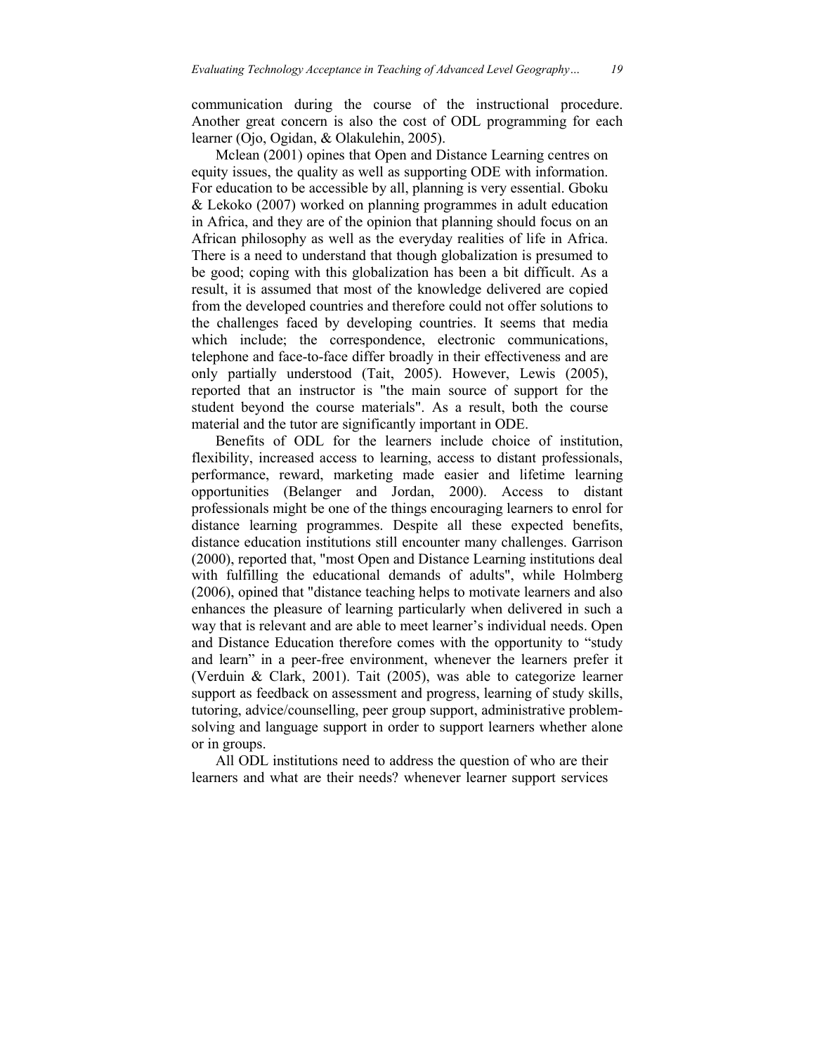communication during the course of the instructional procedure. Another great concern is also the cost of ODL programming for each learner (Ojo, Ogidan, & Olakulehin, 2005).

Mclean (2001) opines that Open and Distance Learning centres on equity issues, the quality as well as supporting ODE with information. For education to be accessible by all, planning is very essential. Gboku & Lekoko (2007) worked on planning programmes in adult education in Africa, and they are of the opinion that planning should focus on an African philosophy as well as the everyday realities of life in Africa. There is a need to understand that though globalization is presumed to be good; coping with this globalization has been a bit difficult. As a result, it is assumed that most of the knowledge delivered are copied from the developed countries and therefore could not offer solutions to the challenges faced by developing countries. It seems that media which include; the correspondence, electronic communications, telephone and face-to-face differ broadly in their effectiveness and are only partially understood (Tait, 2005). However, Lewis (2005), reported that an instructor is "the main source of support for the student beyond the course materials". As a result, both the course material and the tutor are significantly important in ODE.

Benefits of ODL for the learners include choice of institution, flexibility, increased access to learning, access to distant professionals, performance, reward, marketing made easier and lifetime learning opportunities (Belanger and Jordan, 2000). Access to distant professionals might be one of the things encouraging learners to enrol for distance learning programmes. Despite all these expected benefits, distance education institutions still encounter many challenges. Garrison (2000), reported that, "most Open and Distance Learning institutions deal with fulfilling the educational demands of adults", while Holmberg (2006), opined that "distance teaching helps to motivate learners and also enhances the pleasure of learning particularly when delivered in such a way that is relevant and are able to meet learner's individual needs. Open and Distance Education therefore comes with the opportunity to "study and learn" in a peer-free environment, whenever the learners prefer it (Verduin & Clark, 2001). Tait (2005), was able to categorize learner support as feedback on assessment and progress, learning of study skills, tutoring, advice/counselling, peer group support, administrative problem-solving and language support in order to support learners whether alone or in groups.

All ODL institutions need to address the question of who are their learners and what are their needs? whenever learner support services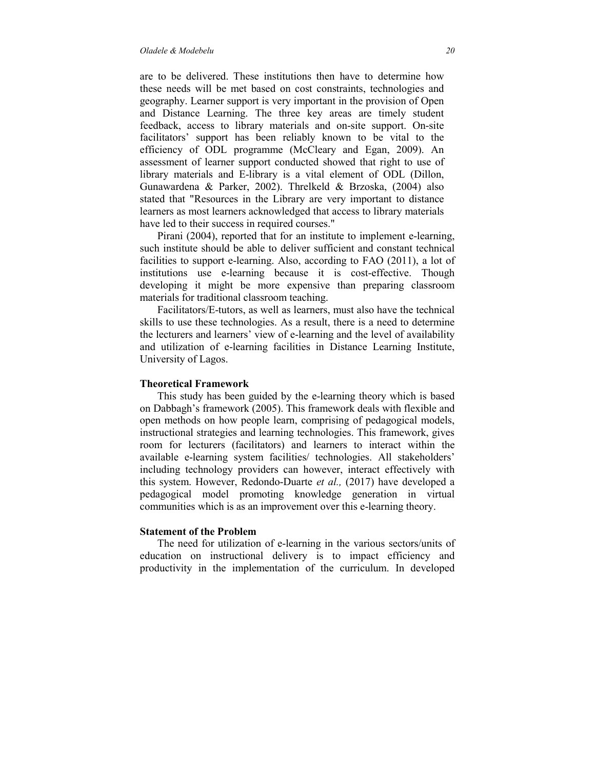are to be delivered. These institutions then have to determine how these needs will be met based on cost constraints, technologies and geography. Learner support is very important in the provision of Open and Distance Learning. The three key areas are timely student feedback, access to library materials and on-site support. On-site facilitators' support has been reliably known to be vital to the efficiency of ODL programme (McCleary and Egan, 2009). An assessment of learner support conducted showed that right to use of library materials and E-library is a vital element of ODL (Dillon, Gunawardena & Parker, 2002). Threlkeld & Brzoska, (2004) also stated that "Resources in the Library are very important to distance learners as most learners acknowledged that access to library materials have led to their success in required courses."

Pirani (2004), reported that for an institute to implement e-learning, such institute should be able to deliver sufficient and constant technical facilities to support e-learning. Also, according to FAO (2011), a lot of institutions use e-learning because it is cost-effective. Though developing it might be more expensive than preparing classroom materials for traditional classroom teaching.

Facilitators/E-tutors, as well as learners, must also have the technical skills to use these technologies. As a result, there is a need to determine the lecturers and learners' view of e-learning and the level of availability and utilization of e-learning facilities in Distance Learning Institute, University of Lagos.

## Theoretical Framework

This study has been guided by the e-learning theory which is based on Dabbagh's framework (2005). This framework deals with flexible and open methods on how people learn, comprising of pedagogical models, instructional strategies and learning technologies. This framework, gives room for lecturers (facilitators) and learners to interact within the available e-learning system facilities/ technologies. All stakeholders' including technology providers can however, interact effectively with this system. However, Redondo-Duarte *et al.,* (2017) have developed a pedagogical model promoting knowledge generation in virtual communities which is as an improvement over this e-learning theory.

## Statement of the Problem

The need for utilization of e-learning in the various sectors/units of education on instructional delivery is to impact efficiency and productivity in the implementation of the curriculum. In developed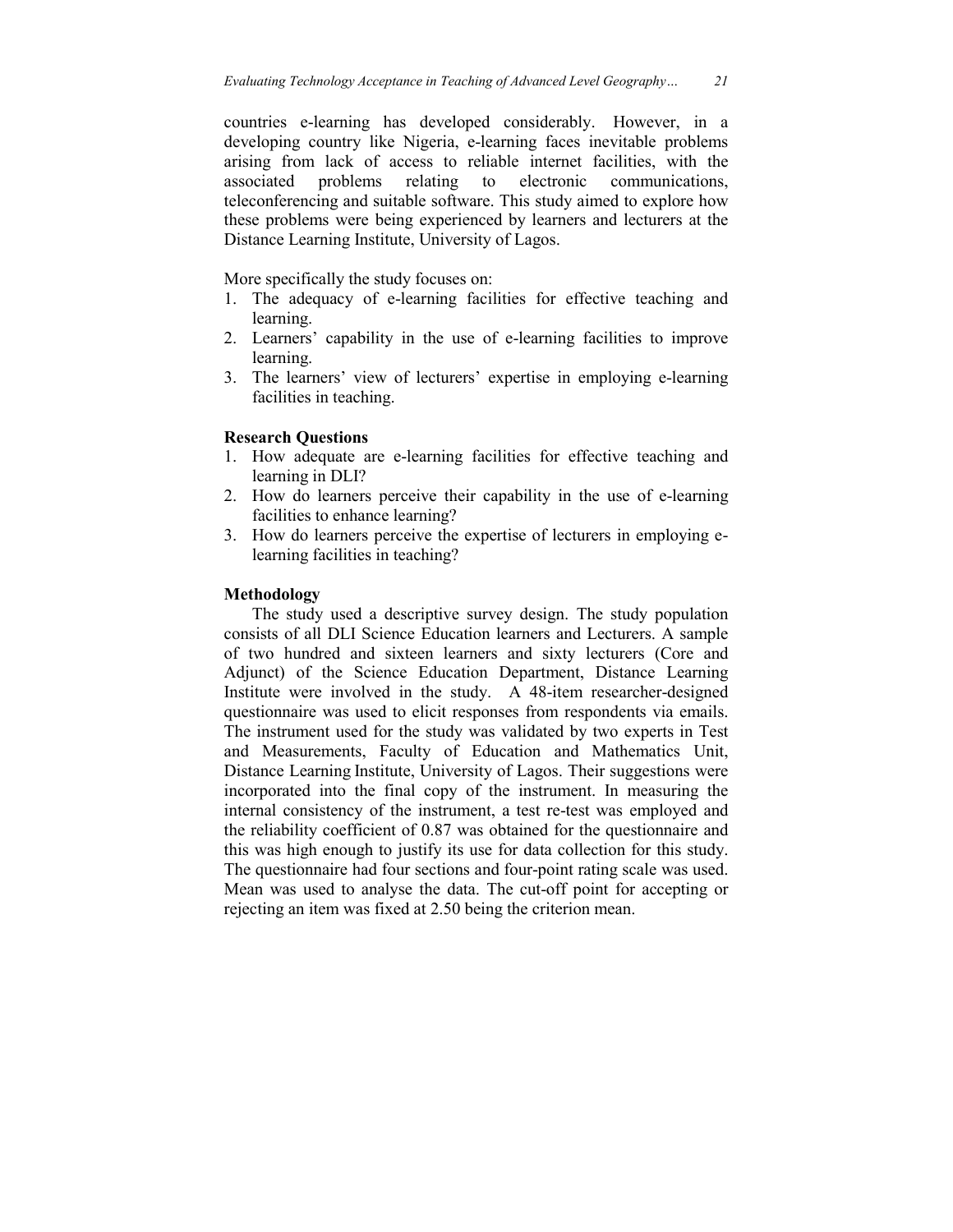countries e-learning has developed considerably. However, in a developing country like Nigeria, e-learning faces inevitable problems arising from lack of access to reliable internet facilities, with the associated problems relating to electronic communications, teleconferencing and suitable software. This study aimed to explore how these problems were being experienced by learners and lecturers at the Distance Learning Institute, University of Lagos.

More specifically the study focuses on:

1. The adequacy of e-learning facilities for effective teaching and learning.
2. Learners' capability in the use of e-learning facilities to improve learning.
3. The learners' view of lecturers' expertise in employing e-learning facilities in teaching.

**Research Questions**

1. How adequate are e-learning facilities for effective teaching and learning in DLI?
2. How do learners perceive their capability in the use of e-learning facilities to enhance learning?
3. How do learners perceive the expertise of lecturers in employing e-learning facilities in teaching?

**Methodology**

The study used a descriptive survey design. The study population consists of all DLI Science Education learners and Lecturers. A sample of two hundred and sixteen learners and sixty lecturers (Core and Adjunct) of the Science Education Department, Distance Learning Institute were involved in the study. A 48-item researcher-designed questionnaire was used to elicit responses from respondents via emails. The instrument used for the study was validated by two experts in Test and Measurements, Faculty of Education and Mathematics Unit, Distance Learning Institute, University of Lagos. Their suggestions were incorporated into the final copy of the instrument. In measuring the internal consistency of the instrument, a test re-test was employed and the reliability coefficient of 0.87 was obtained for the questionnaire and this was high enough to justify its use for data collection for this study. The questionnaire had four sections and four-point rating scale was used. Mean was used to analyse the data. The cut-off point for accepting or rejecting an item was fixed at 2.50 being the criterion mean.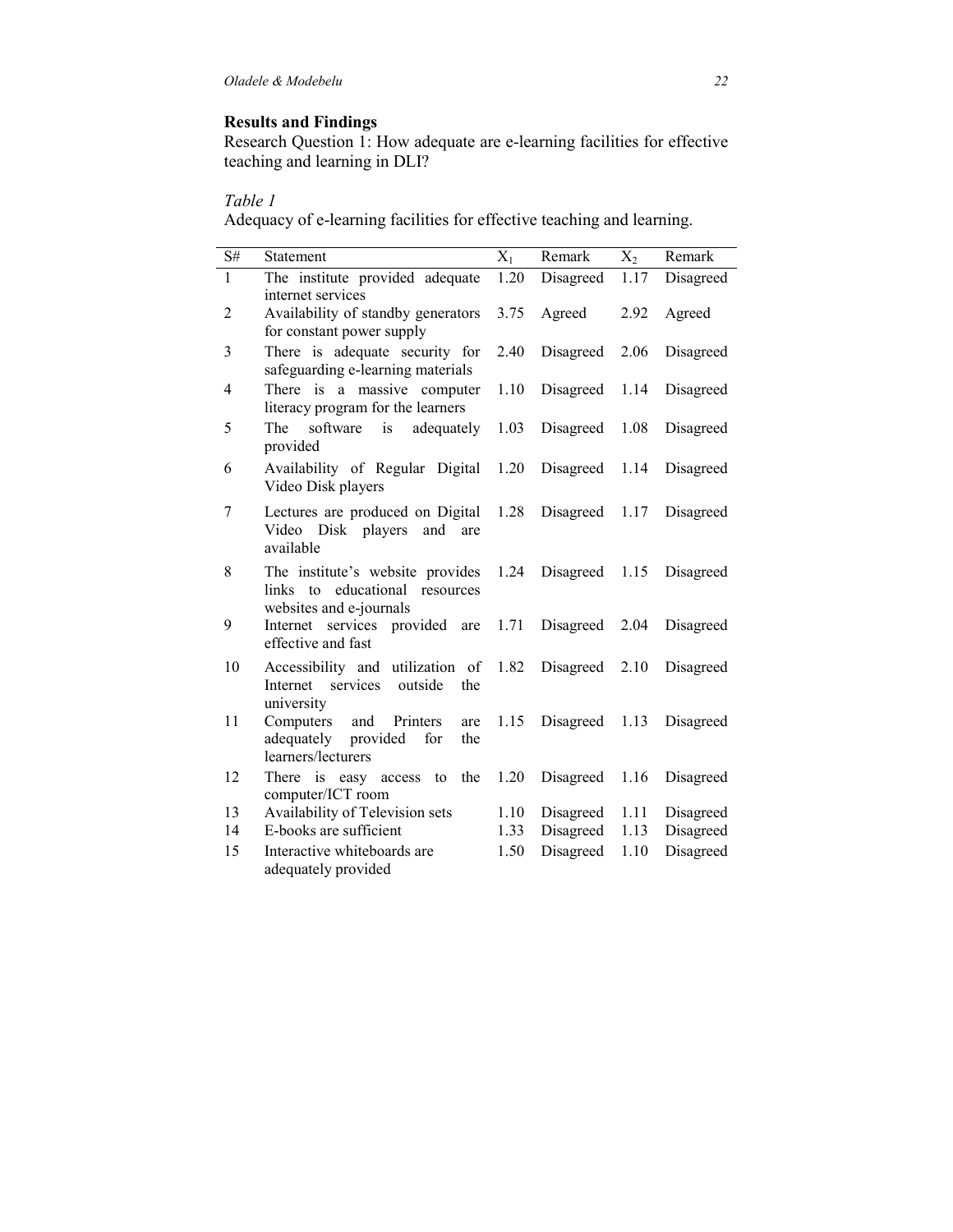## Results and Findings

Research Question 1: How adequate are e-learning facilities for effective teaching and learning in DLI?

*Table 1*

Adequacy of e-learning facilities for effective teaching and learning.

| S# | Statement | $X_1$ | Remark | $X_2$ | Remark |
|---|---|---|---|---|---|
| 1 | The institute provided adequate internet services | 1.20 | Disagreed | 1.17 | Disagreed |
| 2 | Availability of standby generators for constant power supply | 3.75 | Agreed | 2.92 | Agreed |
| 3 | There is adequate security for safeguarding e-learning materials | 2.40 | Disagreed | 2.06 | Disagreed |
| 4 | There is a massive computer literacy program for the learners | 1.10 | Disagreed | 1.14 | Disagreed |
| 5 | The software is adequately provided | 1.03 | Disagreed | 1.08 | Disagreed |
| 6 | Availability of Regular Digital Video Disk players | 1.20 | Disagreed | 1.14 | Disagreed |
| 7 | Lectures are produced on Digital Video Disk players and are available | 1.28 | Disagreed | 1.17 | Disagreed |
| 8 | The institute's website provides links to educational resources websites and e-journals | 1.24 | Disagreed | 1.15 | Disagreed |
| 9 | Internet services provided are effective and fast | 1.71 | Disagreed | 2.04 | Disagreed |
| 10 | Accessibility and utilization of Internet services outside the university | 1.82 | Disagreed | 2.10 | Disagreed |
| 11 | Computers and Printers are adequately provided for the learners/lecturers | 1.15 | Disagreed | 1.13 | Disagreed |
| 12 | There is easy access to the computer/ICT room | 1.20 | Disagreed | 1.16 | Disagreed |
| 13 | Availability of Television sets | 1.10 | Disagreed | 1.11 | Disagreed |
| 14 | E-books are sufficient | 1.33 | Disagreed | 1.13 | Disagreed |
| 15 | Interactive whiteboards are adequately provided | 1.50 | Disagreed | 1.10 | Disagreed |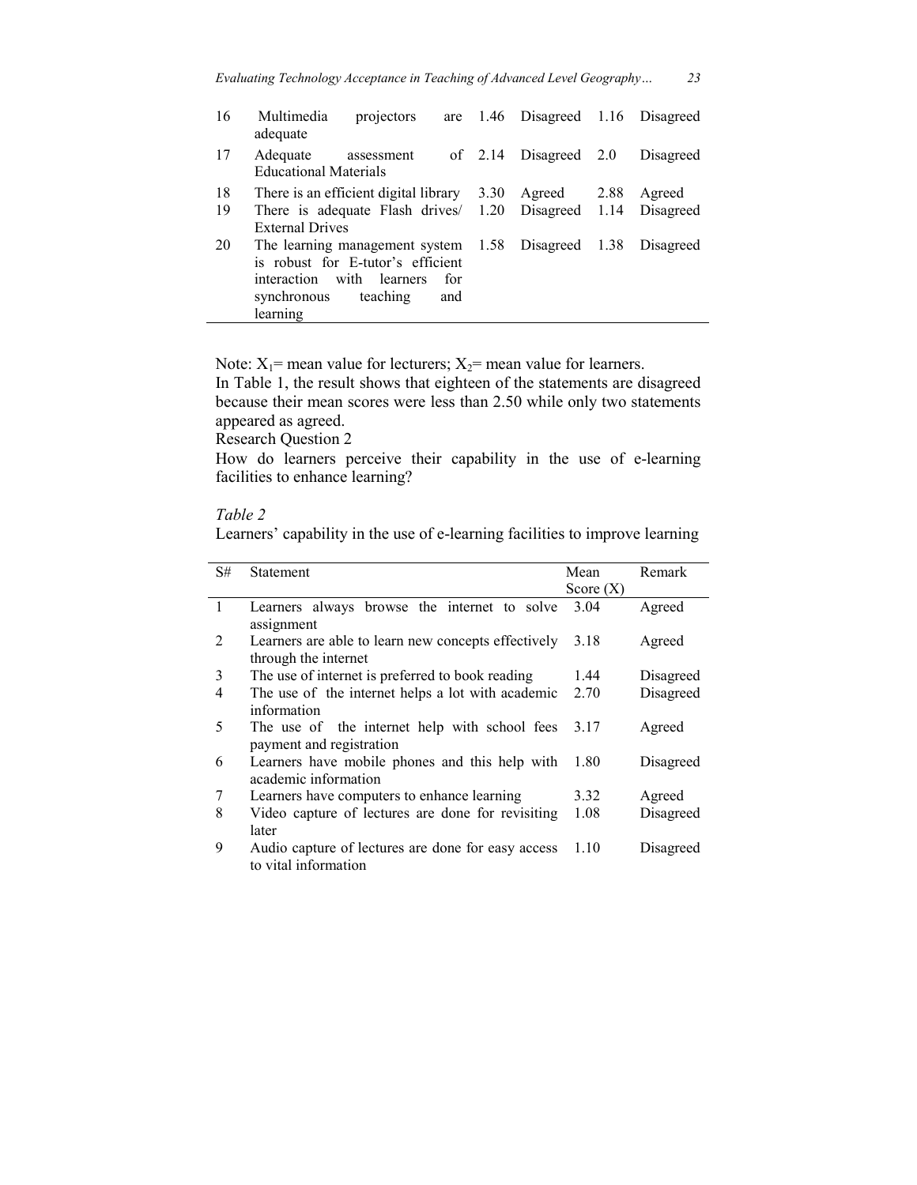| S# | Statement | $X_1$ | Remark | $X_2$ | Remark |
|---|---|---|---|---|---|
| 16 | Multimedia projectors are adequate | 1.46 | Disagreed | 1.16 | Disagreed |
| 17 | Adequate assessment of Educational Materials | 2.14 | Disagreed | 2.0 | Disagreed |
| 18 | There is an efficient digital library | 3.30 | Agreed | 2.88 | Agreed |
| 19 | There is adequate Flash drives/ External Drives | 1.20 | Disagreed | 1.14 | Disagreed |
| 20 | The learning management system is robust for E-tutor's efficient interaction with learners for synchronous teaching and learning | 1.58 | Disagreed | 1.38 | Disagreed |

Note: $X_1$= mean value for lecturers; $X_2$= mean value for learners.

In Table 1, the result shows that eighteen of the statements are disagreed because their mean scores were less than 2.50 while only two statements appeared as agreed.

Research Question 2

How do learners perceive their capability in the use of e-learning facilities to enhance learning?

*Table 2*

Learners' capability in the use of e-learning facilities to improve learning

| S# | Statement | Mean Score (X) | Remark |
|---|---|---|---|
| 1 | Learners always browse the internet to solve assignment | 3.04 | Agreed |
| 2 | Learners are able to learn new concepts effectively through the internet | 3.18 | Agreed |
| 3 | The use of internet is preferred to book reading | 1.44 | Disagreed |
| 4 | The use of the internet helps a lot with academic information | 2.70 | Disagreed |
| 5 | The use of the internet help with school fees payment and registration | 3.17 | Agreed |
| 6 | Learners have mobile phones and this help with academic information | 1.80 | Disagreed |
| 7 | Learners have computers to enhance learning | 3.32 | Agreed |
| 8 | Video capture of lectures are done for revisiting later | 1.08 | Disagreed |
| 9 | Audio capture of lectures are done for easy access to vital information | 1.10 | Disagreed |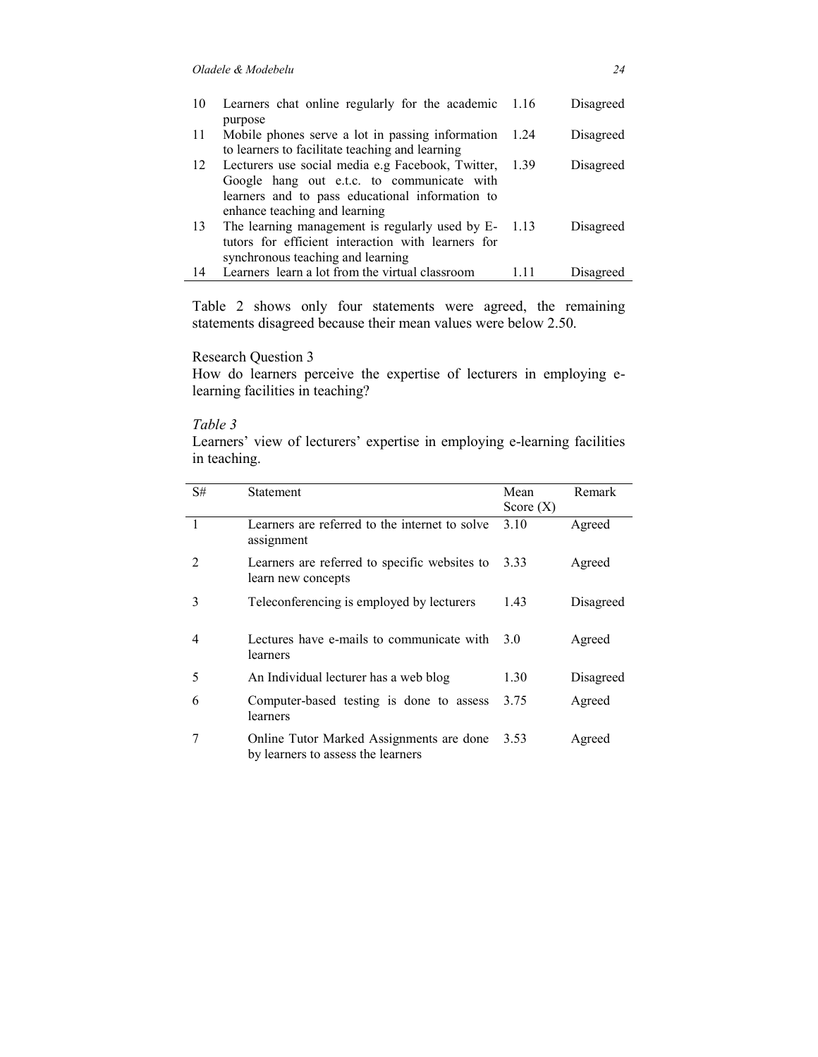| | | | |
|---|---|---|---|
| 10 | Learners chat online regularly for the academic purpose | 1.16 | Disagreed |
| 11 | Mobile phones serve a lot in passing information to learners to facilitate teaching and learning | 1.24 | Disagreed |
| 12 | Lecturers use social media e.g Facebook, Twitter, Google hang out e.t.c. to communicate with learners and to pass educational information to enhance teaching and learning | 1.39 | Disagreed |
| 13 | The learning management is regularly used by E-tutors for efficient interaction with learners for synchronous teaching and learning | 1.13 | Disagreed |
| 14 | Learners learn a lot from the virtual classroom | 1.11 | Disagreed |

Table 2 shows only four statements were agreed, the remaining statements disagreed because their mean values were below 2.50.

Research Question 3

How do learners perceive the expertise of lecturers in employing e-learning facilities in teaching?

*Table 3*

Learners' view of lecturers' expertise in employing e-learning facilities in teaching.

| S# | Statement | Mean Score (X) | Remark |
|---|---|---|---|
| 1 | Learners are referred to the internet to solve assignment | 3.10 | Agreed |
| 2 | Learners are referred to specific websites to learn new concepts | 3.33 | Agreed |
| 3 | Teleconferencing is employed by lecturers | 1.43 | Disagreed |
| 4 | Lectures have e-mails to communicate with learners | 3.0 | Agreed |
| 5 | An Individual lecturer has a web blog | 1.30 | Disagreed |
| 6 | Computer-based testing is done to assess learners | 3.75 | Agreed |
| 7 | Online Tutor Marked Assignments are done by learners to assess the learners | 3.53 | Agreed |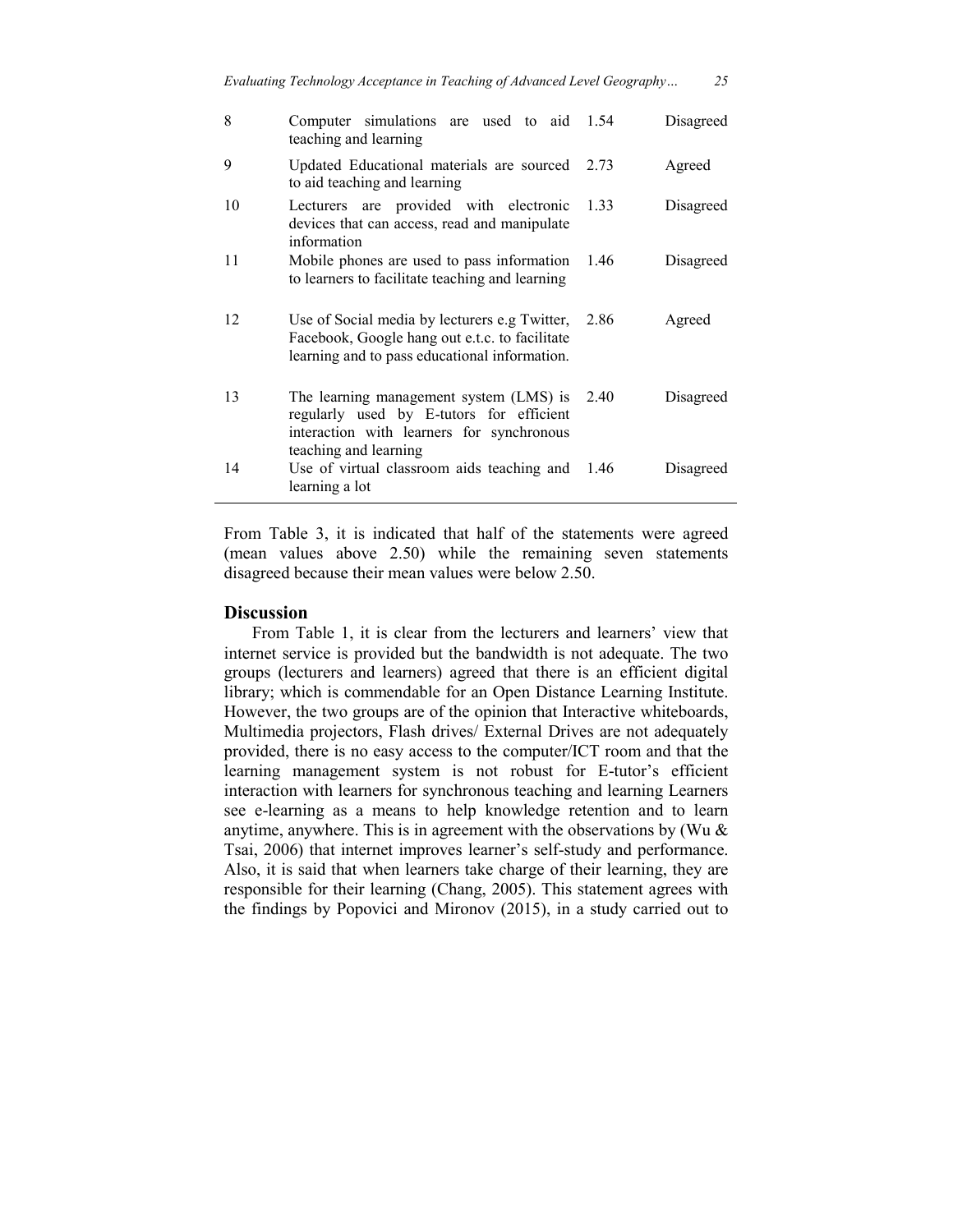| | | | |
|---|---|---|---|
| 8 | Computer simulations are used to aid teaching and learning | 1.54 | Disagreed |
| 9 | Updated Educational materials are sourced to aid teaching and learning | 2.73 | Agreed |
| 10 | Lecturers are provided with electronic devices that can access, read and manipulate information | 1.33 | Disagreed |
| 11 | Mobile phones are used to pass information to learners to facilitate teaching and learning | 1.46 | Disagreed |
| 12 | Use of Social media by lecturers e.g Twitter, Facebook, Google hang out e.t.c. to facilitate learning and to pass educational information. | 2.86 | Agreed |
| 13 | The learning management system (LMS) is regularly used by E-tutors for efficient interaction with learners for synchronous teaching and learning | 2.40 | Disagreed |
| 14 | Use of virtual classroom aids teaching and learning a lot | 1.46 | Disagreed |

From Table 3, it is indicated that half of the statements were agreed (mean values above 2.50) while the remaining seven statements disagreed because their mean values were below 2.50.

## Discussion

From Table 1, it is clear from the lecturers and learners' view that internet service is provided but the bandwidth is not adequate. The two groups (lecturers and learners) agreed that there is an efficient digital library; which is commendable for an Open Distance Learning Institute. However, the two groups are of the opinion that Interactive whiteboards, Multimedia projectors, Flash drives/ External Drives are not adequately provided, there is no easy access to the computer/ICT room and that the learning management system is not robust for E-tutor's efficient interaction with learners for synchronous teaching and learning Learners see e-learning as a means to help knowledge retention and to learn anytime, anywhere. This is in agreement with the observations by (Wu & Tsai, 2006) that internet improves learner's self-study and performance. Also, it is said that when learners take charge of their learning, they are responsible for their learning (Chang, 2005). This statement agrees with the findings by Popovici and Mironov (2015), in a study carried out to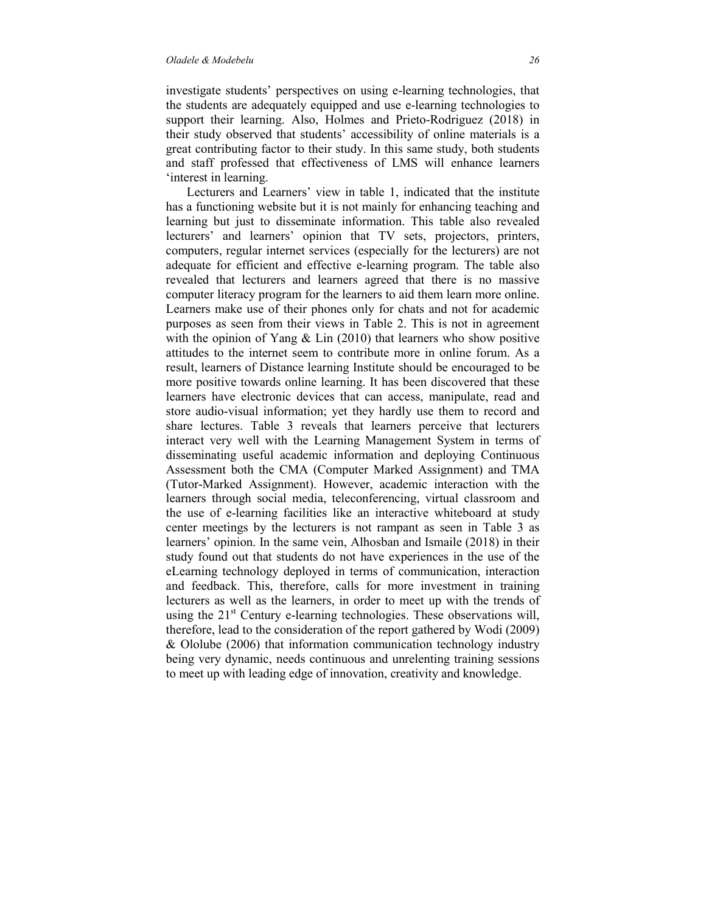investigate students' perspectives on using e-learning technologies, that the students are adequately equipped and use e-learning technologies to support their learning. Also, Holmes and Prieto-Rodriguez (2018) in their study observed that students' accessibility of online materials is a great contributing factor to their study. In this same study, both students and staff professed that effectiveness of LMS will enhance learners 'interest in learning.

Lecturers and Learners' view in table 1, indicated that the institute has a functioning website but it is not mainly for enhancing teaching and learning but just to disseminate information. This table also revealed lecturers' and learners' opinion that TV sets, projectors, printers, computers, regular internet services (especially for the lecturers) are not adequate for efficient and effective e-learning program. The table also revealed that lecturers and learners agreed that there is no massive computer literacy program for the learners to aid them learn more online. Learners make use of their phones only for chats and not for academic purposes as seen from their views in Table 2. This is not in agreement with the opinion of Yang & Lin (2010) that learners who show positive attitudes to the internet seem to contribute more in online forum. As a result, learners of Distance learning Institute should be encouraged to be more positive towards online learning. It has been discovered that these learners have electronic devices that can access, manipulate, read and store audio-visual information; yet they hardly use them to record and share lectures. Table 3 reveals that learners perceive that lecturers interact very well with the Learning Management System in terms of disseminating useful academic information and deploying Continuous Assessment both the CMA (Computer Marked Assignment) and TMA (Tutor-Marked Assignment). However, academic interaction with the learners through social media, teleconferencing, virtual classroom and the use of e-learning facilities like an interactive whiteboard at study center meetings by the lecturers is not rampant as seen in Table 3 as learners' opinion. In the same vein, Alhosban and Ismaile (2018) in their study found out that students do not have experiences in the use of the eLearning technology deployed in terms of communication, interaction and feedback. This, therefore, calls for more investment in training lecturers as well as the learners, in order to meet up with the trends of using the 21st Century e-learning technologies. These observations will, therefore, lead to the consideration of the report gathered by Wodi (2009) & Ololube (2006) that information communication technology industry being very dynamic, needs continuous and unrelenting training sessions to meet up with leading edge of innovation, creativity and knowledge.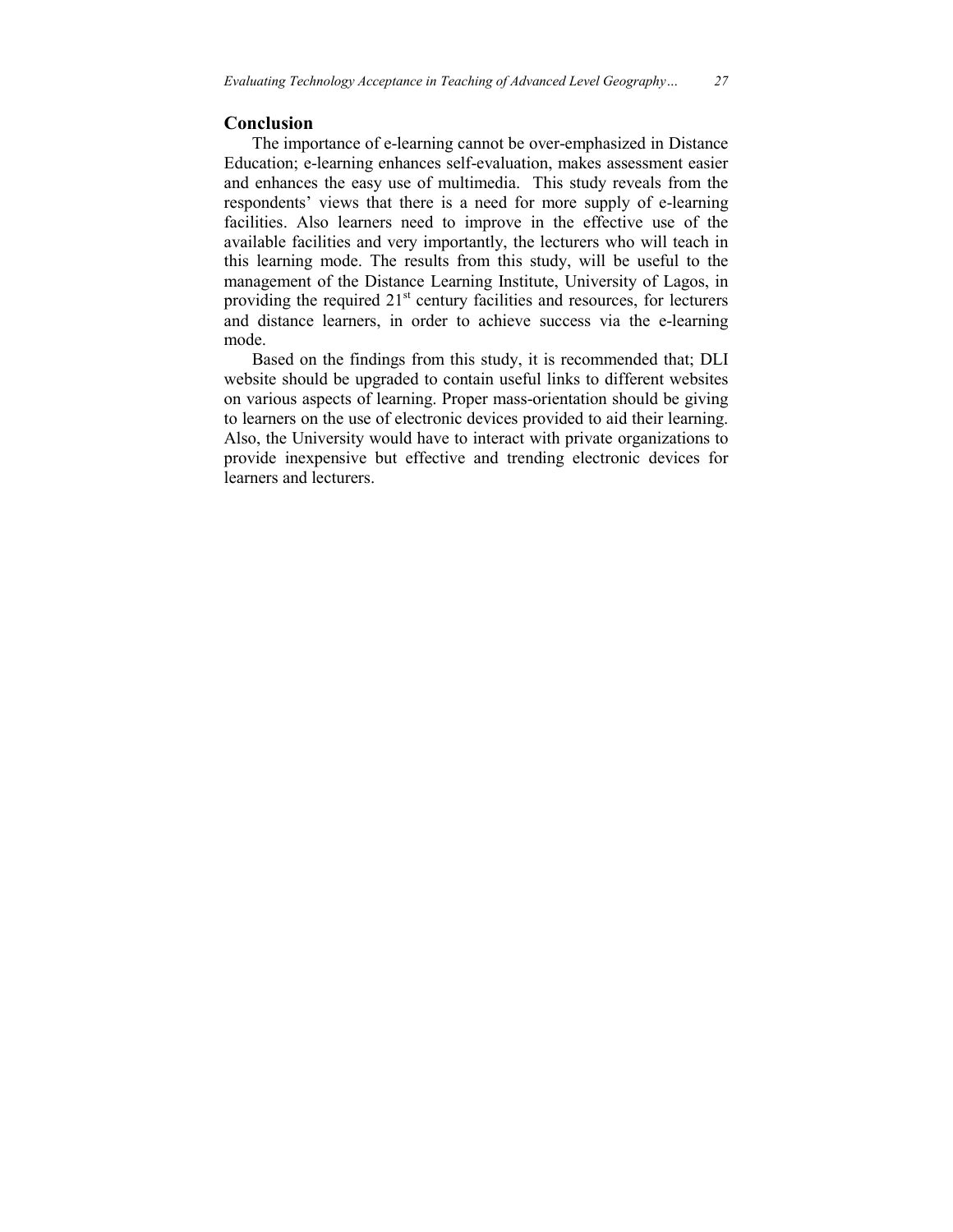## Conclusion

The importance of e-learning cannot be over-emphasized in Distance Education; e-learning enhances self-evaluation, makes assessment easier and enhances the easy use of multimedia. This study reveals from the respondents' views that there is a need for more supply of e-learning facilities. Also learners need to improve in the effective use of the available facilities and very importantly, the lecturers who will teach in this learning mode. The results from this study, will be useful to the management of the Distance Learning Institute, University of Lagos, in providing the required 21st century facilities and resources, for lecturers and distance learners, in order to achieve success via the e-learning mode.

Based on the findings from this study, it is recommended that; DLI website should be upgraded to contain useful links to different websites on various aspects of learning. Proper mass-orientation should be giving to learners on the use of electronic devices provided to aid their learning. Also, the University would have to interact with private organizations to provide inexpensive but effective and trending electronic devices for learners and lecturers.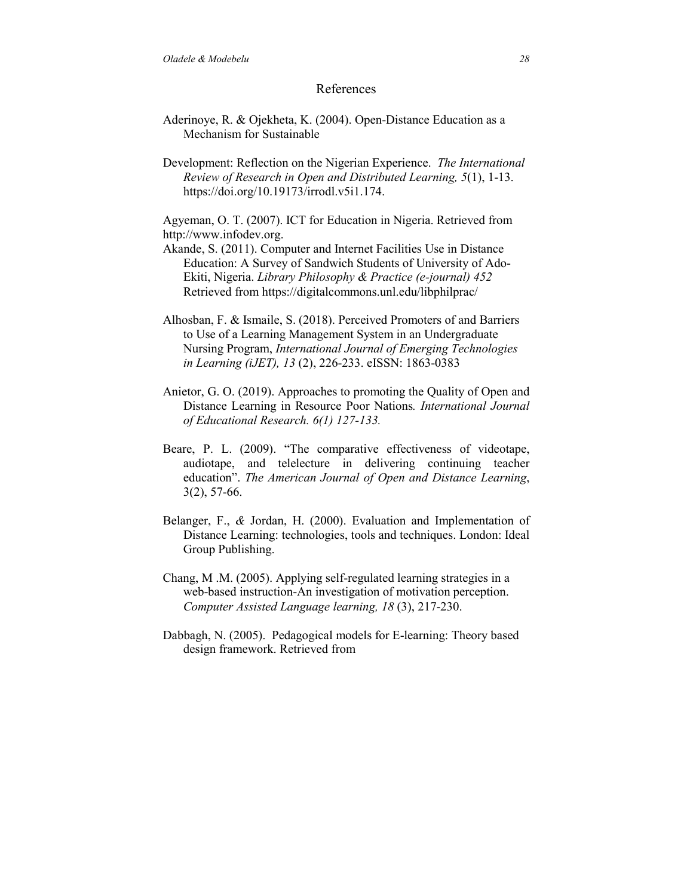## References

Aderinoye, R. & Ojekheta, K. (2004). Open-Distance Education as a Mechanism for Sustainable

Development: Reflection on the Nigerian Experience. *The International Review of Research in Open and Distributed Learning, 5*(1), 1-13. https://doi.org/10.19173/irrodl.v5i1.174.

Agyeman, O. T. (2007). ICT for Education in Nigeria. Retrieved from http://www.infodev.org.

Akande, S. (2011). Computer and Internet Facilities Use in Distance Education: A Survey of Sandwich Students of University of Ado-Ekiti, Nigeria. *Library Philosophy & Practice (e-journal) 452* Retrieved from https://digitalcommons.unl.edu/libphilprac/

Alhosban, F. & Ismaile, S. (2018). Perceived Promoters of and Barriers to Use of a Learning Management System in an Undergraduate Nursing Program, *International Journal of Emerging Technologies in Learning (iJET), 13* (2), 226-233. eISSN: 1863-0383

Anietor, G. O. (2019). Approaches to promoting the Quality of Open and Distance Learning in Resource Poor Nations*. International Journal of Educational Research. 6(1) 127-133.*

Beare, P. L. (2009). "The comparative effectiveness of videotape, audiotape, and telelecture in delivering continuing teacher education". *The American Journal of Open and Distance Learning*, 3(2), 57-66.

Belanger, F., *&* Jordan, H. (2000). Evaluation and Implementation of Distance Learning: technologies, tools and techniques. London: Ideal Group Publishing.

Chang, M .M. (2005). Applying self-regulated learning strategies in a web-based instruction-An investigation of motivation perception. *Computer Assisted Language learning, 18* (3), 217-230.

Dabbagh, N. (2005). Pedagogical models for E-learning: Theory based design framework. Retrieved from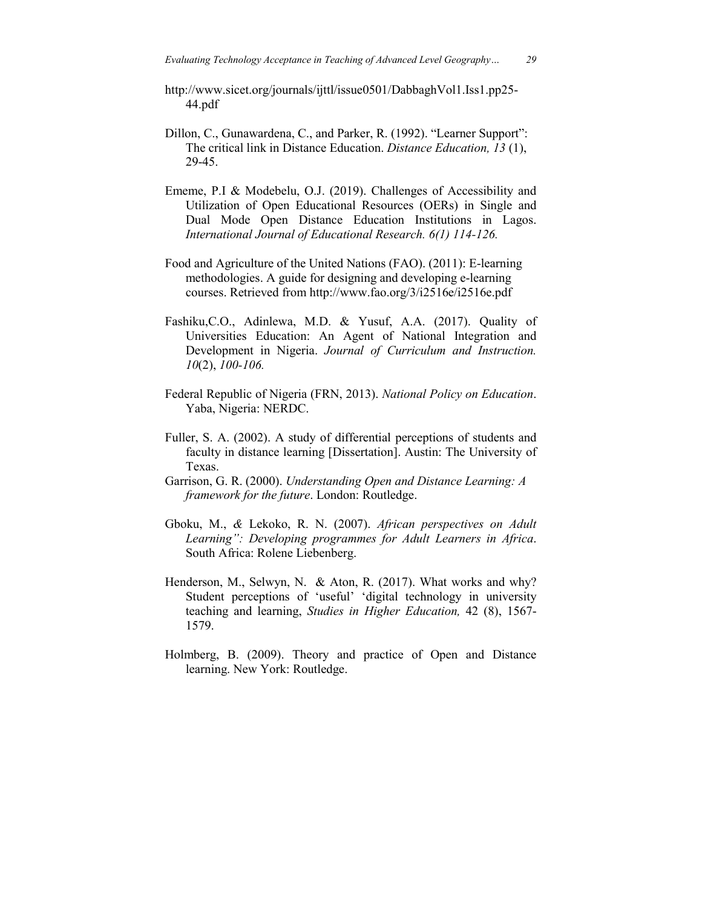http://www.sicet.org/journals/ijttl/issue0501/DabbaghVol1.Iss1.pp25-44.pdf

Dillon, C., Gunawardena, C., and Parker, R. (1992). "Learner Support": The critical link in Distance Education. *Distance Education, 13* (1), 29-45.

Ememe, P.I & Modebelu, O.J. (2019). Challenges of Accessibility and Utilization of Open Educational Resources (OERs) in Single and Dual Mode Open Distance Education Institutions in Lagos. *International Journal of Educational Research. 6(1) 114-126.*

Food and Agriculture of the United Nations (FAO). (2011): E-learning methodologies. A guide for designing and developing e-learning courses. Retrieved from http://www.fao.org/3/i2516e/i2516e.pdf

Fashiku,C.O., Adinlewa, M.D. & Yusuf, A.A. (2017). Quality of Universities Education: An Agent of National Integration and Development in Nigeria. *Journal of Curriculum and Instruction. 10*(2), *100-106.*

Federal Republic of Nigeria (FRN, 2013). *National Policy on Education*. Yaba, Nigeria: NERDC.

Fuller, S. A. (2002). A study of differential perceptions of students and faculty in distance learning [Dissertation]. Austin: The University of Texas.

Garrison, G. R. (2000). *Understanding Open and Distance Learning: A framework for the future*. London: Routledge.

Gboku, M., *&* Lekoko, R. N. (2007). *African perspectives on Adult Learning": Developing programmes for Adult Learners in Africa*. South Africa: Rolene Liebenberg.

Henderson, M., Selwyn, N. & Aton, R. (2017). What works and why? Student perceptions of 'useful' 'digital technology in university teaching and learning, *Studies in Higher Education,* 42 (8), 1567-1579.

Holmberg, B. (2009). Theory and practice of Open and Distance learning. New York: Routledge.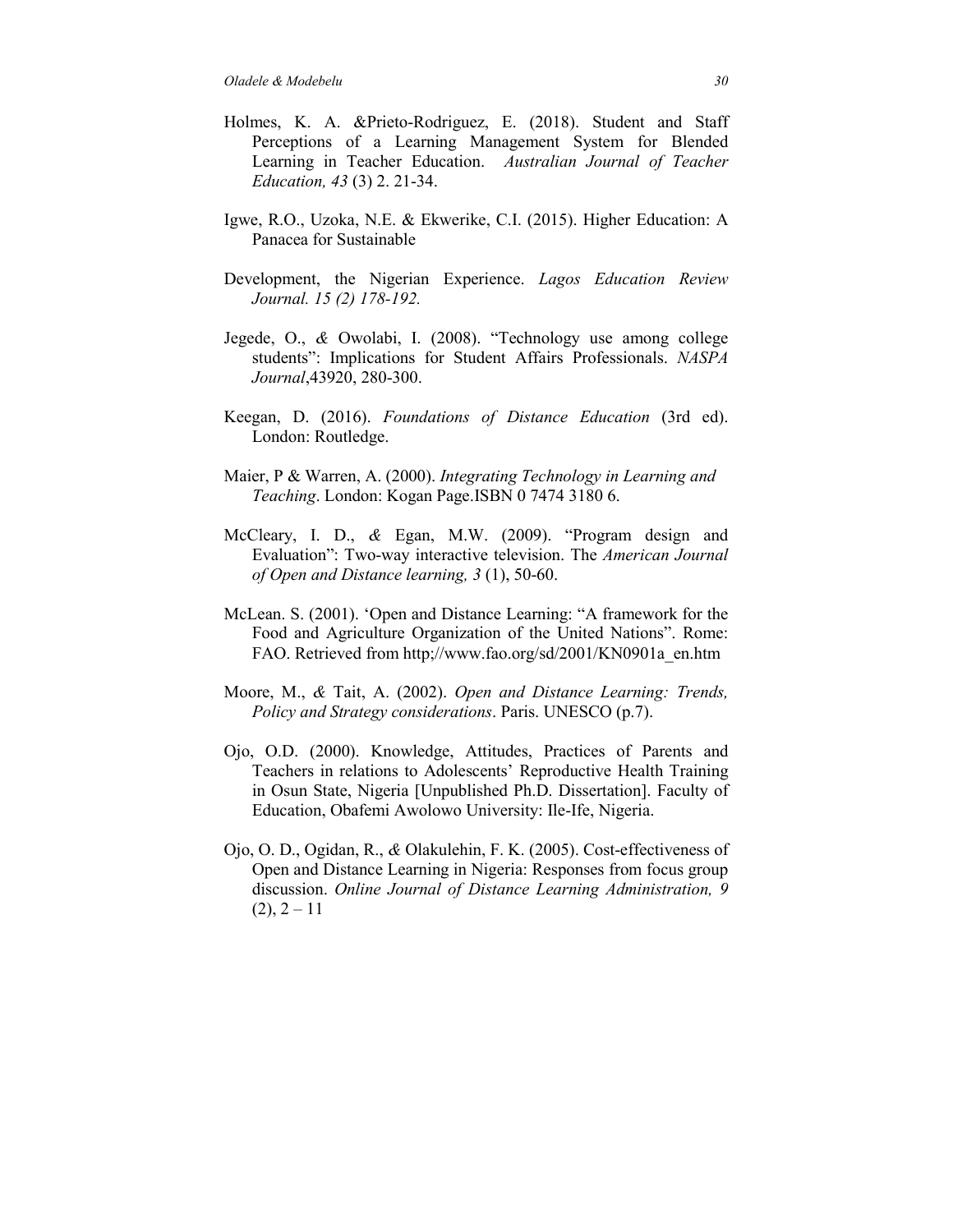Holmes, K. A. &Prieto-Rodriguez, E. (2018). Student and Staff Perceptions of a Learning Management System for Blended Learning in Teacher Education. *Australian Journal of Teacher Education, 43* (3) 2. 21-34.

Igwe, R.O., Uzoka, N.E. & Ekwerike, C.I. (2015). Higher Education: A Panacea for Sustainable

Development, the Nigerian Experience. *Lagos Education Review Journal. 15 (2) 178-192.*

Jegede, O., *&* Owolabi, I. (2008). "Technology use among college students": Implications for Student Affairs Professionals. *NASPA Journal*,43920, 280-300.

Keegan, D. (2016). *Foundations of Distance Education* (3rd ed). London: Routledge.

Maier, P & Warren, A. (2000). *Integrating Technology in Learning and Teaching*. London: Kogan Page.ISBN 0 7474 3180 6.

McCleary, I. D., *&* Egan, M.W. (2009). "Program design and Evaluation": Two-way interactive television. The *American Journal of Open and Distance learning, 3* (1), 50-60.

McLean. S. (2001). 'Open and Distance Learning: "A framework for the Food and Agriculture Organization of the United Nations". Rome: FAO. Retrieved from http;//www.fao.org/sd/2001/KN0901a_en.htm

Moore, M., *&* Tait, A. (2002). *Open and Distance Learning: Trends, Policy and Strategy considerations*. Paris. UNESCO (p.7).

Ojo, O.D. (2000). Knowledge, Attitudes, Practices of Parents and Teachers in relations to Adolescents' Reproductive Health Training in Osun State, Nigeria [Unpublished Ph.D. Dissertation]. Faculty of Education, Obafemi Awolowo University: Ile-Ife, Nigeria.

Ojo, O. D., Ogidan, R., *&* Olakulehin, F. K. (2005). Cost-effectiveness of Open and Distance Learning in Nigeria: Responses from focus group discussion. *Online Journal of Distance Learning Administration, 9* (2), 2 – 11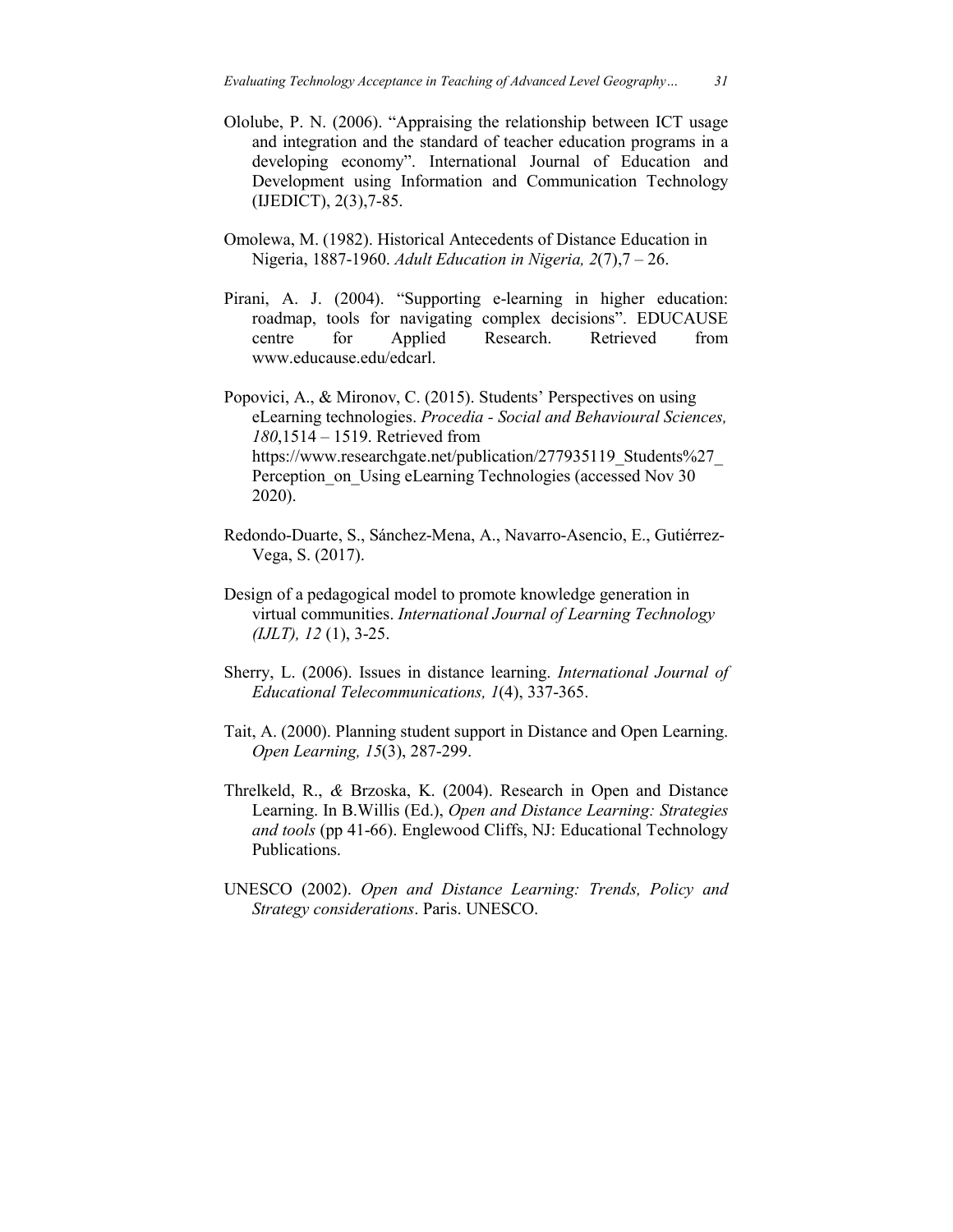Ololube, P. N. (2006). "Appraising the relationship between ICT usage and integration and the standard of teacher education programs in a developing economy". International Journal of Education and Development using Information and Communication Technology (IJEDICT), 2(3),7-85.

Omolewa, M. (1982). Historical Antecedents of Distance Education in Nigeria, 1887-1960. *Adult Education in Nigeria, 2*(7),7 – 26.

Pirani, A. J. (2004). "Supporting e-learning in higher education: roadmap, tools for navigating complex decisions". EDUCAUSE centre for Applied Research. Retrieved from www.educause.edu/edcarl.

Popovici, A., & Mironov, C. (2015). Students' Perspectives on using eLearning technologies. *Procedia - Social and Behavioural Sciences, 180*,1514 – 1519. Retrieved from https://www.researchgate.net/publication/277935119_Students%27_Perception_on_Using eLearning Technologies (accessed Nov 30 2020).

Redondo-Duarte, S., Sánchez-Mena, A., Navarro-Asencio, E., Gutiérrez-Vega, S. (2017).

Design of a pedagogical model to promote knowledge generation in virtual communities. *International Journal of Learning Technology (IJLT), 12* (1), 3-25.

Sherry, L. (2006). Issues in distance learning. *International Journal of Educational Telecommunications, 1*(4), 337-365.

Tait, A. (2000). Planning student support in Distance and Open Learning. *Open Learning, 15*(3), 287-299.

Threlkeld, R., *&* Brzoska, K. (2004). Research in Open and Distance Learning. In B.Willis (Ed.), *Open and Distance Learning: Strategies and tools* (pp 41-66). Englewood Cliffs, NJ: Educational Technology Publications.

UNESCO (2002). *Open and Distance Learning: Trends, Policy and Strategy considerations*. Paris. UNESCO.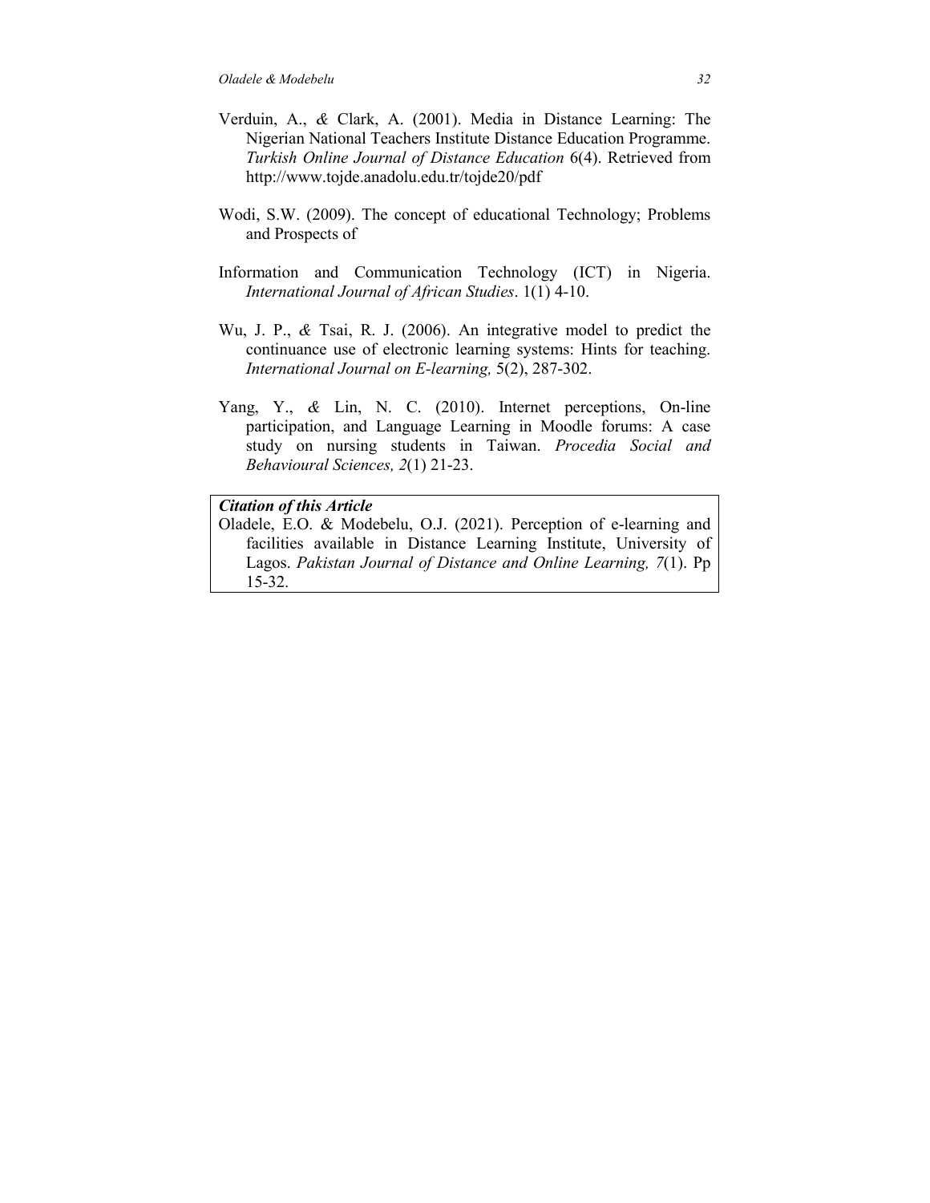Verduin, A., *&* Clark, A. (2001). Media in Distance Learning: The Nigerian National Teachers Institute Distance Education Programme. *Turkish Online Journal of Distance Education* 6(4). Retrieved from http://www.tojde.anadolu.edu.tr/tojde20/pdf

Wodi, S.W. (2009). The concept of educational Technology; Problems and Prospects of

Information and Communication Technology (ICT) in Nigeria. *International Journal of African Studies*. 1(1) 4-10.

Wu, J. P., *&* Tsai, R. J. (2006). An integrative model to predict the continuance use of electronic learning systems: Hints for teaching. *International Journal on E-learning,* 5(2), 287-302.

Yang, Y., *&* Lin, N. C. (2010). Internet perceptions, On-line participation, and Language Learning in Moodle forums: A case study on nursing students in Taiwan. *Procedia Social and Behavioural Sciences, 2*(1) 21-23.

***Citation of this Article***

Oladele, E.O. & Modebelu, O.J. (2021). Perception of e-learning and facilities available in Distance Learning Institute, University of Lagos. *Pakistan Journal of Distance and Online Learning, 7*(1). Pp 15-32.